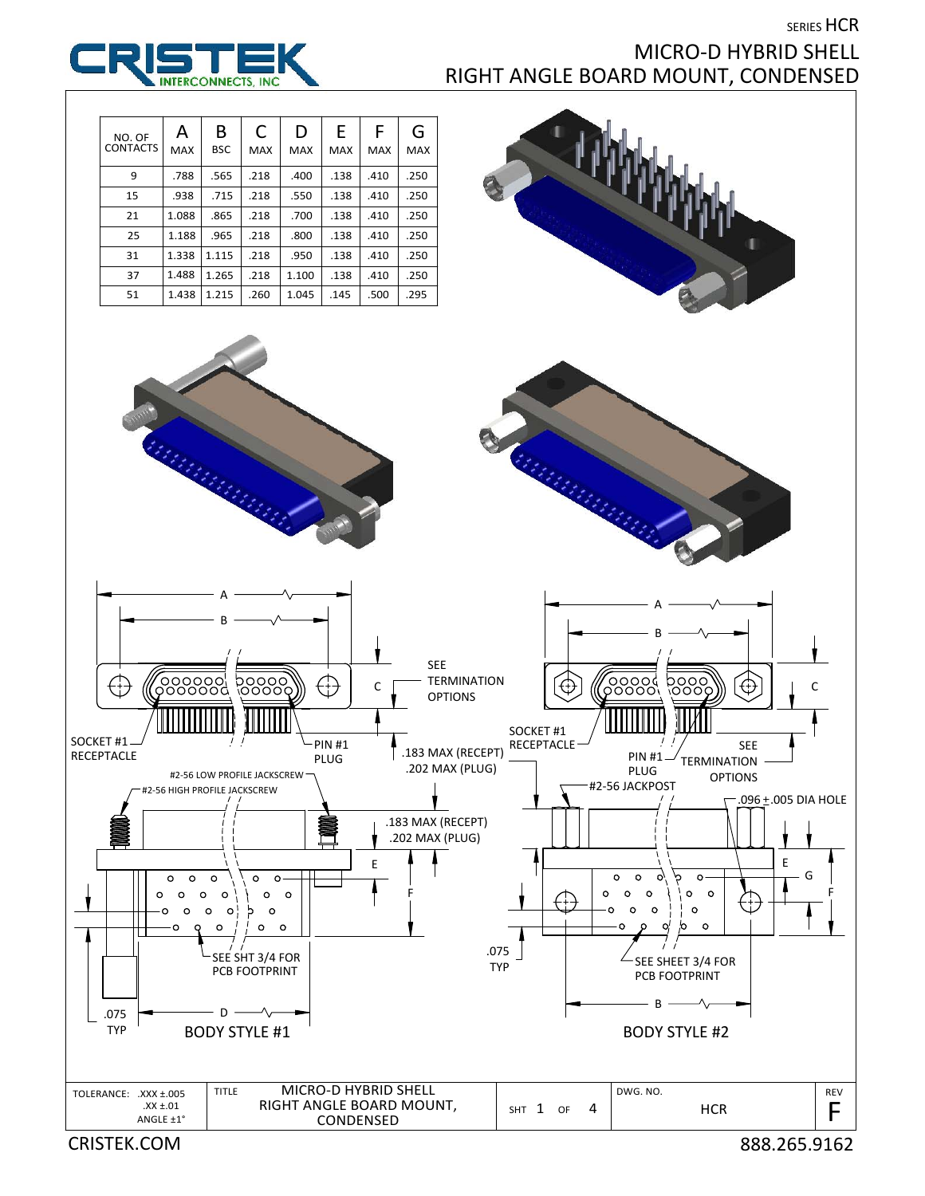SERIES HCR

# MICRO-D HYBRID SHELL
# RIGHT ANGLE BOARD MOUNT, CONDENSED

| NO. OF CONTACTS | A MAX | B BSC | C MAX | D MAX | E MAX | F MAX | G MAX |
|---|---|---|---|---|---|---|---|
| 9 | .788 | .565 | .218 | .400 | .138 | .410 | .250 |
| 15 | .938 | .715 | .218 | .550 | .138 | .410 | .250 |
| 21 | 1.088 | .865 | .218 | .700 | .138 | .410 | .250 |
| 25 | 1.188 | .965 | .218 | .800 | .138 | .410 | .250 |
| 31 | 1.338 | 1.115 | .218 | .950 | .138 | .410 | .250 |
| 37 | 1.488 | 1.265 | .218 | 1.100 | .138 | .410 | .250 |
| 51 | 1.438 | 1.215 | .260 | 1.045 | .145 | .500 | .295 |

A, B, C, SEE TERMINATION OPTIONS, SOCKET #1 RECEPTACLE, PIN #1 PLUG, .183 MAX (RECEPT), .202 MAX (PLUG), #2-56 LOW PROFILE JACKSCREW, #2-56 HIGH PROFILE JACKSCREW, E, F, SEE SHT 3/4 FOR PCB FOOTPRINT, .075 TYP, D

BODY STYLE #1

A, B, C, SOCKET #1 RECEPTACLE, PIN #1 PLUG, SEE TERMINATION OPTIONS, .183 MAX (RECEPT), .202 MAX (PLUG), #2-56 JACKPOST, .096 ±.005 DIA HOLE, E, G, F, .075 TYP, SEE SHEET 3/4 FOR PCB FOOTPRINT, B

BODY STYLE #2

TOLERANCE: .XXX ±.005, .XX ±.01, ANGLE ±1°

TITLE: MICRO-D HYBRID SHELL RIGHT ANGLE BOARD MOUNT, CONDENSED

SHT 1 OF 4 | DWG. NO. HCR | REV F

CRISTEK.COM — 888.265.9162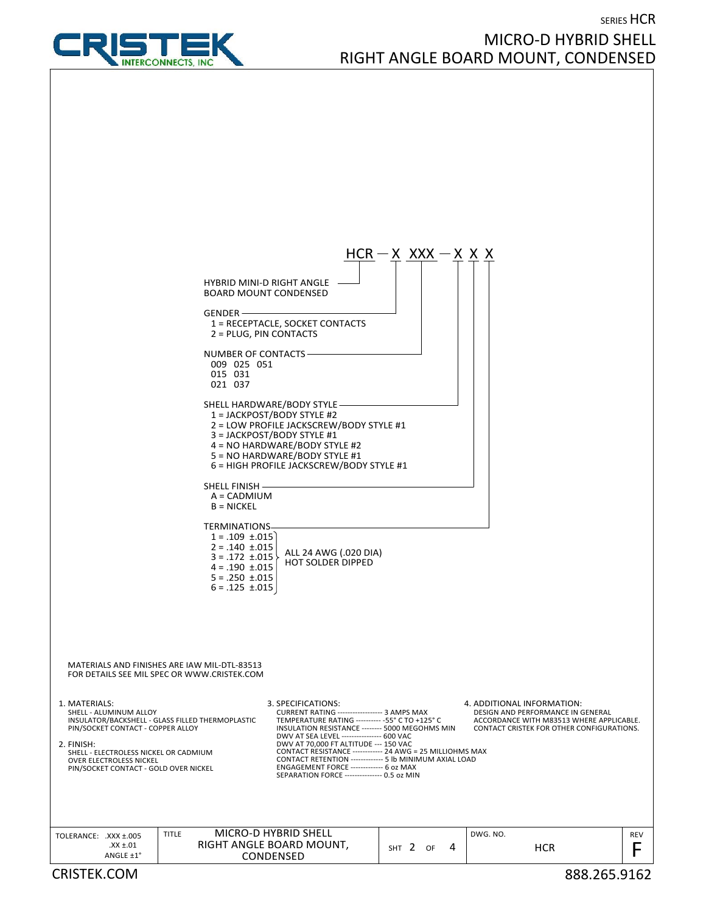SERIES HCR

# MICRO-D HYBRID SHELL
# RIGHT ANGLE BOARD MOUNT, CONDENSED

## HCR — X XXX — X X X

- **HYBRID MINI-D RIGHT ANGLE BOARD MOUNT CONDENSED** (HCR)
- **GENDER**
  - 1 = RECEPTACLE, SOCKET CONTACTS
  - 2 = PLUG, PIN CONTACTS
- **NUMBER OF CONTACTS**
  - 009 025 051
  - 015 031
  - 021 037
- **SHELL HARDWARE/BODY STYLE**
  - 1 = JACKPOST/BODY STYLE #2
  - 2 = LOW PROFILE JACKSCREW/BODY STYLE #1
  - 3 = JACKPOST/BODY STYLE #1
  - 4 = NO HARDWARE/BODY STYLE #2
  - 5 = NO HARDWARE/BODY STYLE #1
  - 6 = HIGH PROFILE JACKSCREW/BODY STYLE #1
- **SHELL FINISH**
  - A = CADMIUM
  - B = NICKEL
- **TERMINATIONS** (ALL 24 AWG (.020 DIA) HOT SOLDER DIPPED)
  - 1 = .109 ±.015
  - 2 = .140 ±.015
  - 3 = .172 ±.015
  - 4 = .190 ±.015
  - 5 = .250 ±.015
  - 6 = .125 ±.015

MATERIALS AND FINISHES ARE IAW MIL-DTL-83513
FOR DETAILS SEE MIL SPEC OR WWW.CRISTEK.COM

1. MATERIALS:
   SHELL - ALUMINUM ALLOY
   INSULATOR/BACKSHELL - GLASS FILLED THERMOPLASTIC
   PIN/SOCKET CONTACT - COPPER ALLOY

2. FINISH:
   SHELL - ELECTROLESS NICKEL OR CADMIUM OVER ELECTROLESS NICKEL
   PIN/SOCKET CONTACT - GOLD OVER NICKEL

3. SPECIFICATIONS:
   CURRENT RATING ------------------ 3 AMPS MAX
   TEMPERATURE RATING ---------- -55° C TO +125° C
   INSULATION RESISTANCE -------- 5000 MEGOHMS MIN
   DWV AT SEA LEVEL ---------------- 600 VAC
   DWV AT 70,000 FT ALTITUDE --- 150 VAC
   CONTACT RESISTANCE ------------ 24 AWG = 25 MILLIOHMS MAX
   CONTACT RETENTION ------------- 5 lb MINIMUM AXIAL LOAD
   ENGAGEMENT FORCE ------------- 6 oz MAX
   SEPARATION FORCE -------------- 0.5 oz MIN

4. ADDITIONAL INFORMATION:
   DESIGN AND PERFORMANCE IN GENERAL ACCORDANCE WITH M83513 WHERE APPLICABLE.
   CONTACT CRISTEK FOR OTHER CONFIGURATIONS.

| TOLERANCE: .XXX ±.005 .XX ±.01 ANGLE ±1° | TITLE: MICRO-D HYBRID SHELL RIGHT ANGLE BOARD MOUNT, CONDENSED | SHT 2 OF 4 | DWG. NO. HCR | REV F |
|---|---|---|---|---|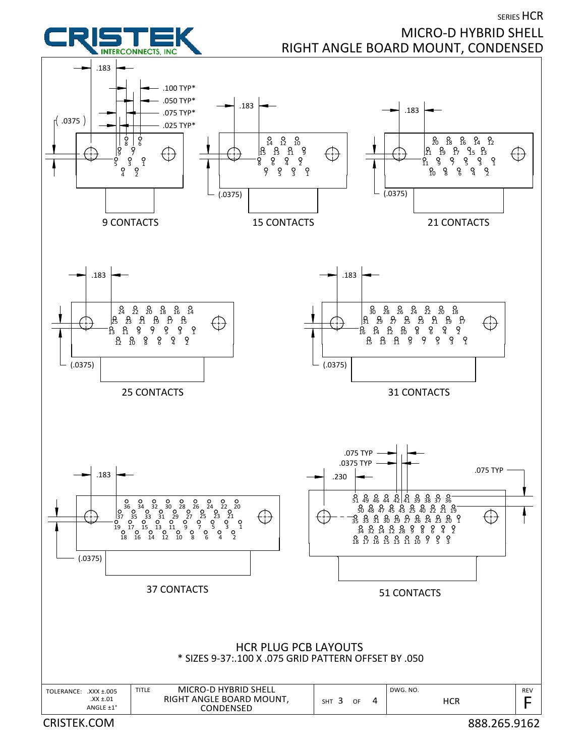SERIES HCR

# MICRO-D HYBRID SHELL
# RIGHT ANGLE BOARD MOUNT, CONDENSED

.183
.100 TYP*
.050 TYP*
.075 TYP*
.025 TYP*
(.0375)

9 CONTACTS

.183
(.0375)

15 CONTACTS

.183
(.0375)

21 CONTACTS

.183
(.0375)

25 CONTACTS

.183
(.0375)

31 CONTACTS

.183
(.0375)

37 CONTACTS

.075 TYP
.0375 TYP
.230
.075 TYP

51 CONTACTS

## HCR PLUG PCB LAYOUTS

\* SIZES 9-37:.100 X .075 GRID PATTERN OFFSET BY .050

| TOLERANCE: .XXX ±.005 .XX ±.01 ANGLE ±1° | TITLE MICRO-D HYBRID SHELL RIGHT ANGLE BOARD MOUNT, CONDENSED | SHT 3 OF 4 | DWG. NO. HCR | REV F |
|---|---|---|---|---|

CRISTEK.COM

888.265.9162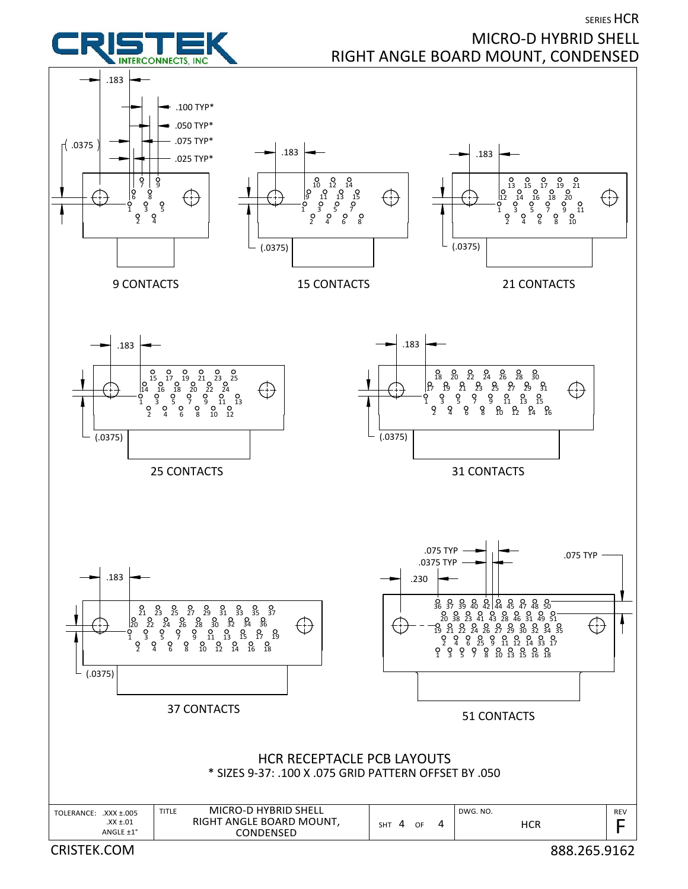SERIES HCR

# MICRO-D HYBRID SHELL
# RIGHT ANGLE BOARD MOUNT, CONDENSED

.183
.100 TYP*
.050 TYP*
.075 TYP*
(.0375)
.025 TYP*

9 CONTACTS

.183
(.0375)

15 CONTACTS

.183
(.0375)

21 CONTACTS

.183
(.0375)

25 CONTACTS

.183
(.0375)

31 CONTACTS

.183
(.0375)

37 CONTACTS

.075 TYP
.0375 TYP
.230
.075 TYP

51 CONTACTS

## HCR RECEPTACLE PCB LAYOUTS

* SIZES 9-37: .100 X .075 GRID PATTERN OFFSET BY .050

| TOLERANCE: .XXX ±.005 .XX ±.01 ANGLE ±1° | TITLE: MICRO-D HYBRID SHELL RIGHT ANGLE BOARD MOUNT, CONDENSED | SHT 4 OF 4 | DWG. NO. HCR | REV F |
|---|---|---|---|---|

CRISTEK.COM 888.265.9162